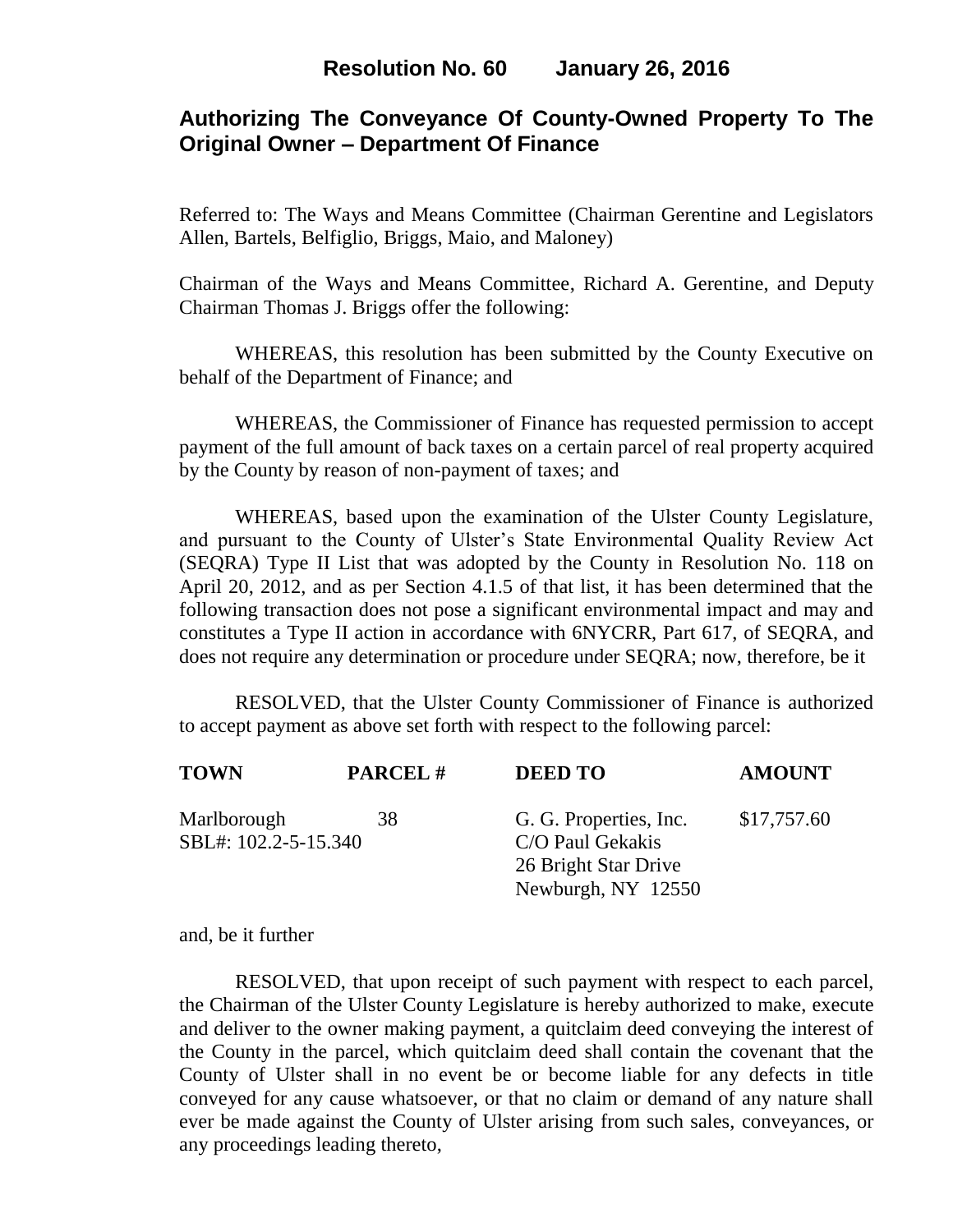# Resolution No. 60 January 26, 2016

## Authorizing The Conveyance Of County-Owned Property To The Original Owner – Department Of Finance

Referred to: The Ways and Means Committee (Chairman Gerentine and Legislators Allen, Bartels, Belfiglio, Briggs, Maio, and Maloney)

Chairman of the Ways and Means Committee, Richard A. Gerentine, and Deputy Chairman Thomas J. Briggs offer the following:

WHEREAS, this resolution has been submitted by the County Executive on behalf of the Department of Finance; and

WHEREAS, the Commissioner of Finance has requested permission to accept payment of the full amount of back taxes on a certain parcel of real property acquired by the County by reason of non-payment of taxes; and

WHEREAS, based upon the examination of the Ulster County Legislature, and pursuant to the County of Ulster's State Environmental Quality Review Act (SEQRA) Type II List that was adopted by the County in Resolution No. 118 on April 20, 2012, and as per Section 4.1.5 of that list, it has been determined that the following transaction does not pose a significant environmental impact and may and constitutes a Type II action in accordance with 6NYCRR, Part 617, of SEQRA, and does not require any determination or procedure under SEQRA; now, therefore, be it

RESOLVED, that the Ulster County Commissioner of Finance is authorized to accept payment as above set forth with respect to the following parcel:

| TOWN | PARCEL # | DEED TO | AMOUNT |
|---|---|---|---|
| Marlborough<br>SBL#: 102.2-5-15.340 | 38 | G. G. Properties, Inc.<br>C/O Paul Gekakis<br>26 Bright Star Drive<br>Newburgh, NY 12550 | $17,757.60 |

and, be it further

RESOLVED, that upon receipt of such payment with respect to each parcel, the Chairman of the Ulster County Legislature is hereby authorized to make, execute and deliver to the owner making payment, a quitclaim deed conveying the interest of the County in the parcel, which quitclaim deed shall contain the covenant that the County of Ulster shall in no event be or become liable for any defects in title conveyed for any cause whatsoever, or that no claim or demand of any nature shall ever be made against the County of Ulster arising from such sales, conveyances, or any proceedings leading thereto,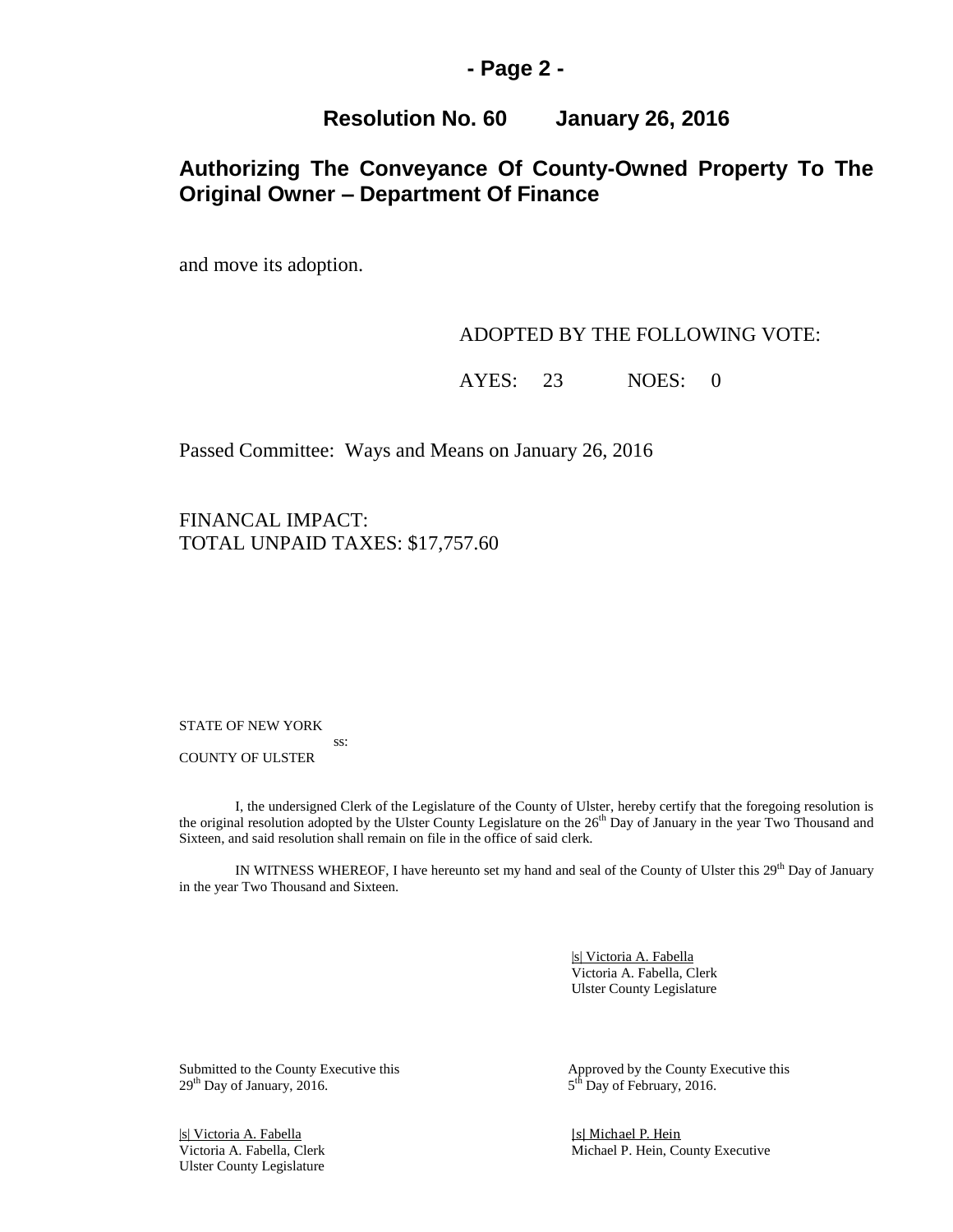**Resolution No. 60 January 26, 2016**

## Authorizing The Conveyance Of County-Owned Property To The Original Owner – Department Of Finance

and move its adoption.

ADOPTED BY THE FOLLOWING VOTE:

AYES: 23 NOES: 0

Passed Committee: Ways and Means on January 26, 2016

FINANCAL IMPACT:
TOTAL UNPAID TAXES: $17,757.60

STATE OF NEW YORK
ss:
COUNTY OF ULSTER

I, the undersigned Clerk of the Legislature of the County of Ulster, hereby certify that the foregoing resolution is the original resolution adopted by the Ulster County Legislature on the 26th Day of January in the year Two Thousand and Sixteen, and said resolution shall remain on file in the office of said clerk.

IN WITNESS WHEREOF, I have hereunto set my hand and seal of the County of Ulster this 29th Day of January in the year Two Thousand and Sixteen.

|s| Victoria A. Fabella
Victoria A. Fabella, Clerk
Ulster County Legislature

Submitted to the County Executive this
29th Day of January, 2016.

|s| Victoria A. Fabella
Victoria A. Fabella, Clerk
Ulster County Legislature

Approved by the County Executive this
5th Day of February, 2016.

|s| Michael P. Hein
Michael P. Hein, County Executive